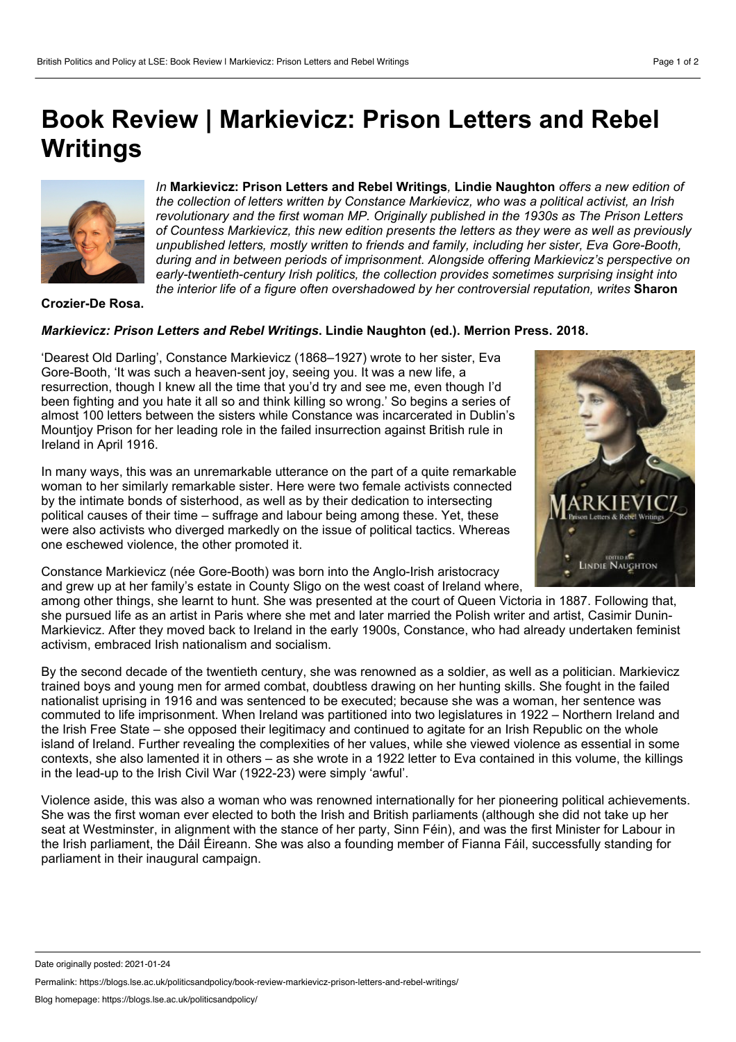# Book Review | Markievicz: Prison Letters and Rebel Writings

*In* **Markievicz: Prison Letters and Rebel Writings***,* **Lindie Naughton** *offers a new edition of the collection of letters written by Constance Markievicz, who was a political activist, an Irish revolutionary and the first woman MP. Originally published in the 1930s as The Prison Letters of Countess Markievicz, this new edition presents the letters as they were as well as previously unpublished letters, mostly written to friends and family, including her sister, Eva Gore-Booth, during and in between periods of imprisonment. Alongside offering Markievicz's perspective on early-twentieth-century Irish politics, the collection provides sometimes surprising insight into the interior life of a figure often overshadowed by her controversial reputation, writes* **Sharon Crozier-De Rosa.**

***Markievicz: Prison Letters and Rebel Writings.*** **Lindie Naughton (ed.). Merrion Press. 2018.**

'Dearest Old Darling', Constance Markievicz (1868–1927) wrote to her sister, Eva Gore-Booth, 'It was such a heaven-sent joy, seeing you. It was a new life, a resurrection, though I knew all the time that you'd try and see me, even though I'd been fighting and you hate it all so and think killing so wrong.' So begins a series of almost 100 letters between the sisters while Constance was incarcerated in Dublin's Mountjoy Prison for her leading role in the failed insurrection against British rule in Ireland in April 1916.

In many ways, this was an unremarkable utterance on the part of a quite remarkable woman to her similarly remarkable sister. Here were two female activists connected by the intimate bonds of sisterhood, as well as by their dedication to intersecting political causes of their time – suffrage and labour being among these. Yet, these were also activists who diverged markedly on the issue of political tactics. Whereas one eschewed violence, the other promoted it.

Constance Markievicz (née Gore-Booth) was born into the Anglo-Irish aristocracy and grew up at her family's estate in County Sligo on the west coast of Ireland where, among other things, she learnt to hunt. She was presented at the court of Queen Victoria in 1887. Following that, she pursued life as an artist in Paris where she met and later married the Polish writer and artist, Casimir Dunin-Markievicz. After they moved back to Ireland in the early 1900s, Constance, who had already undertaken feminist activism, embraced Irish nationalism and socialism.

By the second decade of the twentieth century, she was renowned as a soldier, as well as a politician. Markievicz trained boys and young men for armed combat, doubtless drawing on her hunting skills. She fought in the failed nationalist uprising in 1916 and was sentenced to be executed; because she was a woman, her sentence was commuted to life imprisonment. When Ireland was partitioned into two legislatures in 1922 – Northern Ireland and the Irish Free State – she opposed their legitimacy and continued to agitate for an Irish Republic on the whole island of Ireland. Further revealing the complexities of her values, while she viewed violence as essential in some contexts, she also lamented it in others – as she wrote in a 1922 letter to Eva contained in this volume, the killings in the lead-up to the Irish Civil War (1922-23) were simply 'awful'.

Violence aside, this was also a woman who was renowned internationally for her pioneering political achievements. She was the first woman ever elected to both the Irish and British parliaments (although she did not take up her seat at Westminster, in alignment with the stance of her party, Sinn Féin), and was the first Minister for Labour in the Irish parliament, the Dáil Éireann. She was also a founding member of Fianna Fáil, successfully standing for parliament in their inaugural campaign.

Date originally posted: 2021-01-24

Permalink: https://blogs.lse.ac.uk/politicsandpolicy/book-review-markievicz-prison-letters-and-rebel-writings/

Blog homepage: https://blogs.lse.ac.uk/politicsandpolicy/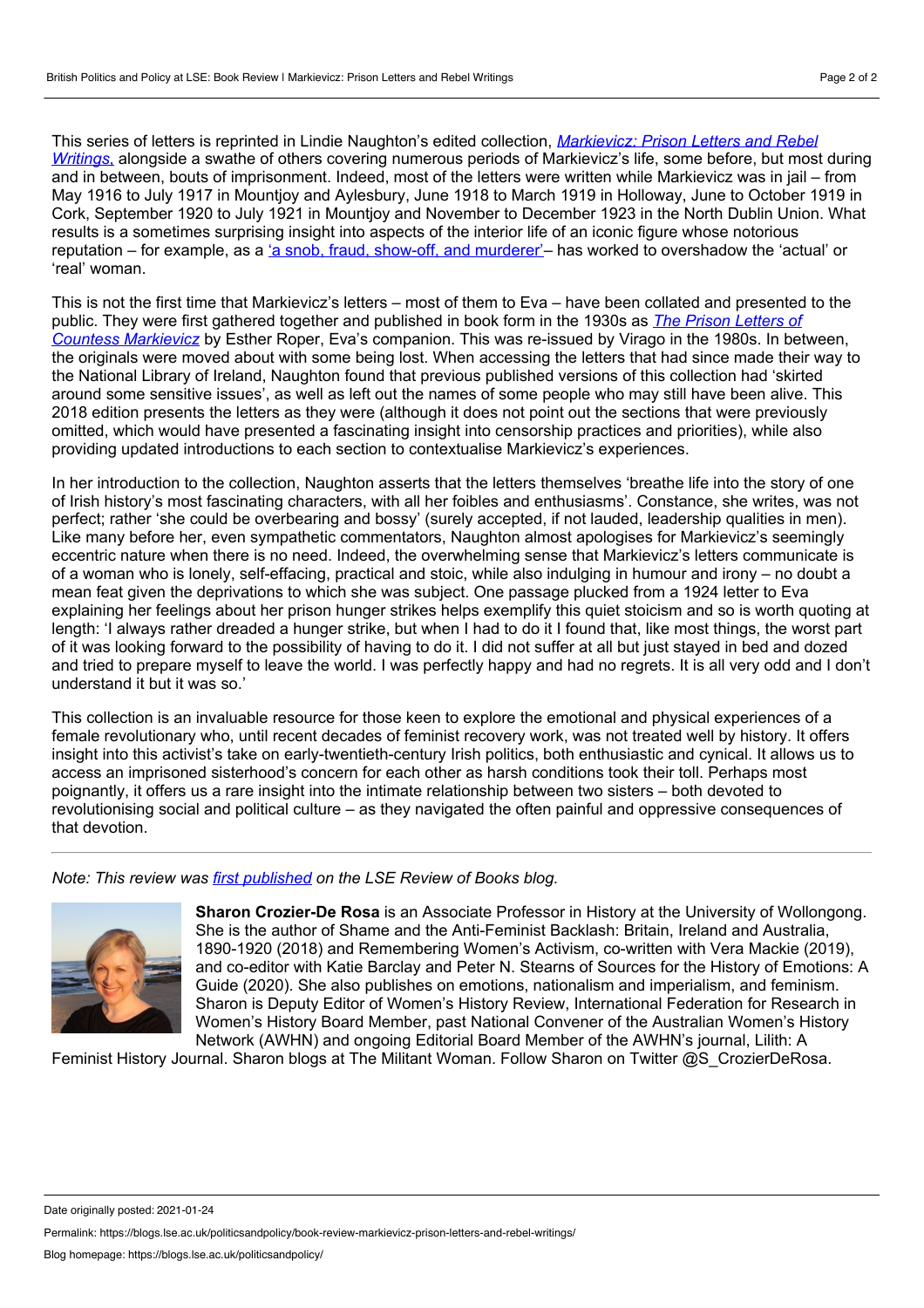This series of letters is reprinted in Lindie Naughton's edited collection, *Markievicz: Prison Letters and Rebel Writings*, alongside a swathe of others covering numerous periods of Markievicz's life, some before, but most during and in between, bouts of imprisonment. Indeed, most of the letters were written while Markievicz was in jail – from May 1916 to July 1917 in Mountjoy and Aylesbury, June 1918 to March 1919 in Holloway, June to October 1919 in Cork, September 1920 to July 1921 in Mountjoy and November to December 1923 in the North Dublin Union. What results is a sometimes surprising insight into aspects of the interior life of an iconic figure whose notorious reputation – for example, as a 'a snob, fraud, show-off, and murderer'– has worked to overshadow the 'actual' or 'real' woman.

This is not the first time that Markievicz's letters – most of them to Eva – have been collated and presented to the public. They were first gathered together and published in book form in the 1930s as *The Prison Letters of Countess Markievicz* by Esther Roper, Eva's companion. This was re-issued by Virago in the 1980s. In between, the originals were moved about with some being lost. When accessing the letters that had since made their way to the National Library of Ireland, Naughton found that previous published versions of this collection had 'skirted around some sensitive issues', as well as left out the names of some people who may still have been alive. This 2018 edition presents the letters as they were (although it does not point out the sections that were previously omitted, which would have presented a fascinating insight into censorship practices and priorities), while also providing updated introductions to each section to contextualise Markievicz's experiences.

In her introduction to the collection, Naughton asserts that the letters themselves 'breathe life into the story of one of Irish history's most fascinating characters, with all her foibles and enthusiasms'. Constance, she writes, was not perfect; rather 'she could be overbearing and bossy' (surely accepted, if not lauded, leadership qualities in men). Like many before her, even sympathetic commentators, Naughton almost apologises for Markievicz's seemingly eccentric nature when there is no need. Indeed, the overwhelming sense that Markievicz's letters communicate is of a woman who is lonely, self-effacing, practical and stoic, while also indulging in humour and irony – no doubt a mean feat given the deprivations to which she was subject. One passage plucked from a 1924 letter to Eva explaining her feelings about her prison hunger strikes helps exemplify this quiet stoicism and so is worth quoting at length: 'I always rather dreaded a hunger strike, but when I had to do it I found that, like most things, the worst part of it was looking forward to the possibility of having to do it. I did not suffer at all but just stayed in bed and dozed and tried to prepare myself to leave the world. I was perfectly happy and had no regrets. It is all very odd and I don't understand it but it was so.'

This collection is an invaluable resource for those keen to explore the emotional and physical experiences of a female revolutionary who, until recent decades of feminist recovery work, was not treated well by history. It offers insight into this activist's take on early-twentieth-century Irish politics, both enthusiastic and cynical. It allows us to access an imprisoned sisterhood's concern for each other as harsh conditions took their toll. Perhaps most poignantly, it offers us a rare insight into the intimate relationship between two sisters – both devoted to revolutionising social and political culture – as they navigated the often painful and oppressive consequences of that devotion.

---

*Note: This review was first published on the LSE Review of Books blog.*

**Sharon Crozier-De Rosa** is an Associate Professor in History at the University of Wollongong. She is the author of Shame and the Anti-Feminist Backlash: Britain, Ireland and Australia, 1890-1920 (2018) and Remembering Women's Activism, co-written with Vera Mackie (2019), and co-editor with Katie Barclay and Peter N. Stearns of Sources for the History of Emotions: A Guide (2020). She also publishes on emotions, nationalism and imperialism, and feminism. Sharon is Deputy Editor of Women's History Review, International Federation for Research in Women's History Board Member, past National Convener of the Australian Women's History Network (AWHN) and ongoing Editorial Board Member of the AWHN's journal, Lilith: A Feminist History Journal. Sharon blogs at The Militant Woman. Follow Sharon on Twitter @S_CrozierDeRosa.

Date originally posted: 2021-01-24

Permalink: https://blogs.lse.ac.uk/politicsandpolicy/book-review-markievicz-prison-letters-and-rebel-writings/

Blog homepage: https://blogs.lse.ac.uk/politicsandpolicy/